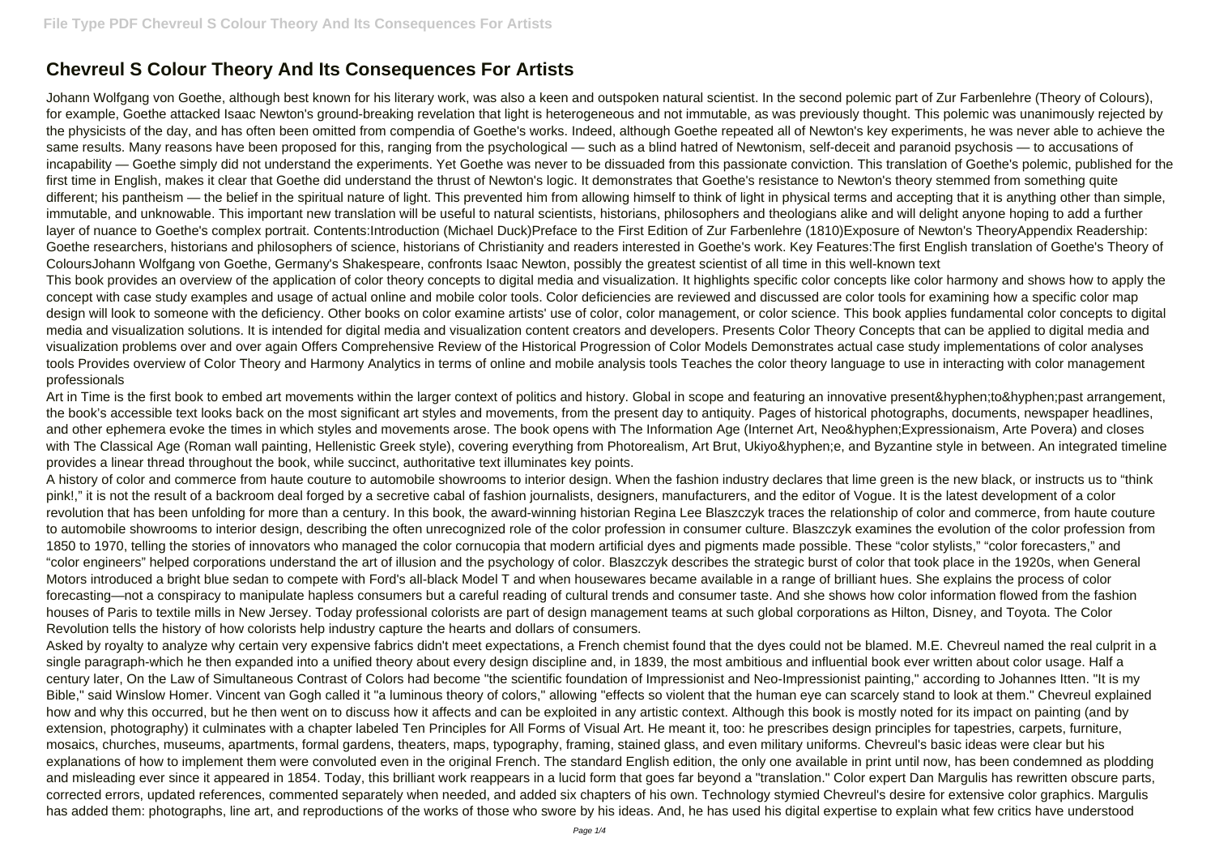# Chevreul S Colour Theory And Its Consequences For Artists

Johann Wolfgang von Goethe, although best known for his literary work, was also a keen and outspoken natural scientist. In the second polemic part of Zur Farbenlehre (Theory of Colours), for example, Goethe attacked Isaac Newton's ground-breaking revelation that light is heterogeneous and not immutable, as was previously thought. This polemic was unanimously rejected by the physicists of the day, and has often been omitted from compendia of Goethe's works. Indeed, although Goethe repeated all of Newton's key experiments, he was never able to achieve the same results. Many reasons have been proposed for this, ranging from the psychological — such as a blind hatred of Newtonism, self-deceit and paranoid psychosis — to accusations of incapability — Goethe simply did not understand the experiments. Yet Goethe was never to be dissuaded from this passionate conviction. This translation of Goethe's polemic, published for the first time in English, makes it clear that Goethe did understand the thrust of Newton's logic. It demonstrates that Goethe's resistance to Newton's theory stemmed from something quite different; his pantheism — the belief in the spiritual nature of light. This prevented him from allowing himself to think of light in physical terms and accepting that it is anything other than simple, immutable, and unknowable. This important new translation will be useful to natural scientists, historians, philosophers and theologians alike and will delight anyone hoping to add a further layer of nuance to Goethe's complex portrait. Contents:Introduction (Michael Duck)Preface to the First Edition of Zur Farbenlehre (1810)Exposure of Newton's TheoryAppendix Readership: Goethe researchers, historians and philosophers of science, historians of Christianity and readers interested in Goethe's work. Key Features:The first English translation of Goethe's Theory of ColoursJohann Wolfgang von Goethe, Germany's Shakespeare, confronts Isaac Newton, possibly the greatest scientist of all time in this well-known text

This book provides an overview of the application of color theory concepts to digital media and visualization. It highlights specific color concepts like color harmony and shows how to apply the concept with case study examples and usage of actual online and mobile color tools. Color deficiencies are reviewed and discussed are color tools for examining how a specific color map design will look to someone with the deficiency. Other books on color examine artists' use of color, color management, or color science. This book applies fundamental color concepts to digital media and visualization solutions. It is intended for digital media and visualization content creators and developers. Presents Color Theory Concepts that can be applied to digital media and visualization problems over and over again Offers Comprehensive Review of the Historical Progression of Color Models Demonstrates actual case study implementations of color analyses tools Provides overview of Color Theory and Harmony Analytics in terms of online and mobile analysis tools Teaches the color theory language to use in interacting with color management professionals

Art in Time is the first book to embed art movements within the larger context of politics and history. Global in scope and featuring an innovative present&hyphen;to&hyphen;past arrangement, the book's accessible text looks back on the most significant art styles and movements, from the present day to antiquity. Pages of historical photographs, documents, newspaper headlines, and other ephemera evoke the times in which styles and movements arose. The book opens with The Information Age (Internet Art, Neo&hyphen;Expressionaism, Arte Povera) and closes with The Classical Age (Roman wall painting, Hellenistic Greek style), covering everything from Photorealism, Art Brut, Ukiyo&hyphen;e, and Byzantine style in between. An integrated timeline provides a linear thread throughout the book, while succinct, authoritative text illuminates key points.

A history of color and commerce from haute couture to automobile showrooms to interior design. When the fashion industry declares that lime green is the new black, or instructs us to "think pink!," it is not the result of a backroom deal forged by a secretive cabal of fashion journalists, designers, manufacturers, and the editor of Vogue. It is the latest development of a color revolution that has been unfolding for more than a century. In this book, the award-winning historian Regina Lee Blaszczyk traces the relationship of color and commerce, from haute couture to automobile showrooms to interior design, describing the often unrecognized role of the color profession in consumer culture. Blaszczyk examines the evolution of the color profession from 1850 to 1970, telling the stories of innovators who managed the color cornucopia that modern artificial dyes and pigments made possible. These "color stylists," "color forecasters," and "color engineers" helped corporations understand the art of illusion and the psychology of color. Blaszczyk describes the strategic burst of color that took place in the 1920s, when General Motors introduced a bright blue sedan to compete with Ford's all-black Model T and when housewares became available in a range of brilliant hues. She explains the process of color forecasting—not a conspiracy to manipulate hapless consumers but a careful reading of cultural trends and consumer taste. And she shows how color information flowed from the fashion houses of Paris to textile mills in New Jersey. Today professional colorists are part of design management teams at such global corporations as Hilton, Disney, and Toyota. The Color Revolution tells the history of how colorists help industry capture the hearts and dollars of consumers.

Asked by royalty to analyze why certain very expensive fabrics didn't meet expectations, a French chemist found that the dyes could not be blamed. M.E. Chevreul named the real culprit in a single paragraph-which he then expanded into a unified theory about every design discipline and, in 1839, the most ambitious and influential book ever written about color usage. Half a century later, On the Law of Simultaneous Contrast of Colors had become "the scientific foundation of Impressionist and Neo-Impressionist painting," according to Johannes Itten. "It is my Bible," said Winslow Homer. Vincent van Gogh called it "a luminous theory of colors," allowing "effects so violent that the human eye can scarcely stand to look at them." Chevreul explained how and why this occurred, but he then went on to discuss how it affects and can be exploited in any artistic context. Although this book is mostly noted for its impact on painting (and by extension, photography) it culminates with a chapter labeled Ten Principles for All Forms of Visual Art. He meant it, too: he prescribes design principles for tapestries, carpets, furniture, mosaics, churches, museums, apartments, formal gardens, theaters, maps, typography, framing, stained glass, and even military uniforms. Chevreul's basic ideas were clear but his explanations of how to implement them were convoluted even in the original French. The standard English edition, the only one available in print until now, has been condemned as plodding and misleading ever since it appeared in 1854. Today, this brilliant work reappears in a lucid form that goes far beyond a "translation." Color expert Dan Margulis has rewritten obscure parts, corrected errors, updated references, commented separately when needed, and added six chapters of his own. Technology stymied Chevreul's desire for extensive color graphics. Margulis has added them: photographs, line art, and reproductions of the works of those who swore by his ideas. And, he has used his digital expertise to explain what few critics have understood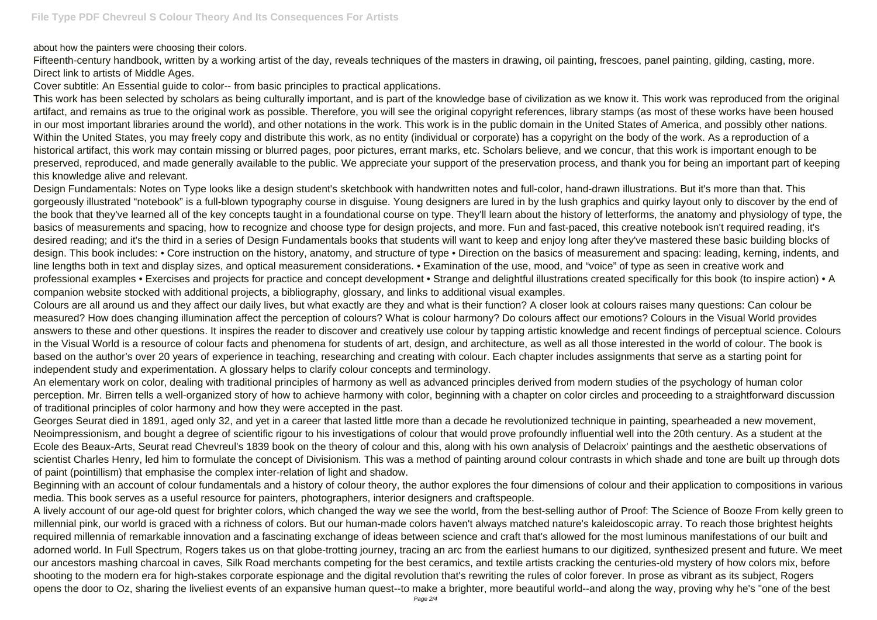about how the painters were choosing their colors.

Fifteenth-century handbook, written by a working artist of the day, reveals techniques of the masters in drawing, oil painting, frescoes, panel painting, gilding, casting, more. Direct link to artists of Middle Ages.

Cover subtitle: An Essential guide to color-- from basic principles to practical applications.

This work has been selected by scholars as being culturally important, and is part of the knowledge base of civilization as we know it. This work was reproduced from the original artifact, and remains as true to the original work as possible. Therefore, you will see the original copyright references, library stamps (as most of these works have been housed in our most important libraries around the world), and other notations in the work. This work is in the public domain in the United States of America, and possibly other nations. Within the United States, you may freely copy and distribute this work, as no entity (individual or corporate) has a copyright on the body of the work. As a reproduction of a historical artifact, this work may contain missing or blurred pages, poor pictures, errant marks, etc. Scholars believe, and we concur, that this work is important enough to be preserved, reproduced, and made generally available to the public. We appreciate your support of the preservation process, and thank you for being an important part of keeping this knowledge alive and relevant.

Design Fundamentals: Notes on Type looks like a design student's sketchbook with handwritten notes and full-color, hand-drawn illustrations. But it's more than that. This gorgeously illustrated "notebook" is a full-blown typography course in disguise. Young designers are lured in by the lush graphics and quirky layout only to discover by the end of the book that they've learned all of the key concepts taught in a foundational course on type. They'll learn about the history of letterforms, the anatomy and physiology of type, the basics of measurements and spacing, how to recognize and choose type for design projects, and more. Fun and fast-paced, this creative notebook isn't required reading, it's desired reading; and it's the third in a series of Design Fundamentals books that students will want to keep and enjoy long after they've mastered these basic building blocks of design. This book includes: • Core instruction on the history, anatomy, and structure of type • Direction on the basics of measurement and spacing: leading, kerning, indents, and line lengths both in text and display sizes, and optical measurement considerations. • Examination of the use, mood, and "voice" of type as seen in creative work and professional examples • Exercises and projects for practice and concept development • Strange and delightful illustrations created specifically for this book (to inspire action) • A companion website stocked with additional projects, a bibliography, glossary, and links to additional visual examples.

Colours are all around us and they affect our daily lives, but what exactly are they and what is their function? A closer look at colours raises many questions: Can colour be measured? How does changing illumination affect the perception of colours? What is colour harmony? Do colours affect our emotions? Colours in the Visual World provides answers to these and other questions. It inspires the reader to discover and creatively use colour by tapping artistic knowledge and recent findings of perceptual science. Colours in the Visual World is a resource of colour facts and phenomena for students of art, design, and architecture, as well as all those interested in the world of colour. The book is based on the author's over 20 years of experience in teaching, researching and creating with colour. Each chapter includes assignments that serve as a starting point for independent study and experimentation. A glossary helps to clarify colour concepts and terminology.

An elementary work on color, dealing with traditional principles of harmony as well as advanced principles derived from modern studies of the psychology of human color perception. Mr. Birren tells a well-organized story of how to achieve harmony with color, beginning with a chapter on color circles and proceeding to a straightforward discussion of traditional principles of color harmony and how they were accepted in the past.

Georges Seurat died in 1891, aged only 32, and yet in a career that lasted little more than a decade he revolutionized technique in painting, spearheaded a new movement, Neoimpressionism, and bought a degree of scientific rigour to his investigations of colour that would prove profoundly influential well into the 20th century. As a student at the Ecole des Beaux-Arts, Seurat read Chevreul's 1839 book on the theory of colour and this, along with his own analysis of Delacroix' paintings and the aesthetic observations of scientist Charles Henry, led him to formulate the concept of Divisionism. This was a method of painting around colour contrasts in which shade and tone are built up through dots of paint (pointillism) that emphasise the complex inter-relation of light and shadow.

Beginning with an account of colour fundamentals and a history of colour theory, the author explores the four dimensions of colour and their application to compositions in various media. This book serves as a useful resource for painters, photographers, interior designers and craftspeople.

A lively account of our age-old quest for brighter colors, which changed the way we see the world, from the best-selling author of Proof: The Science of Booze From kelly green to millennial pink, our world is graced with a richness of colors. But our human-made colors haven't always matched nature's kaleidoscopic array. To reach those brightest heights required millennia of remarkable innovation and a fascinating exchange of ideas between science and craft that's allowed for the most luminous manifestations of our built and adorned world. In Full Spectrum, Rogers takes us on that globe-trotting journey, tracing an arc from the earliest humans to our digitized, synthesized present and future. We meet our ancestors mashing charcoal in caves, Silk Road merchants competing for the best ceramics, and textile artists cracking the centuries-old mystery of how colors mix, before shooting to the modern era for high-stakes corporate espionage and the digital revolution that's rewriting the rules of color forever. In prose as vibrant as its subject, Rogers opens the door to Oz, sharing the liveliest events of an expansive human quest--to make a brighter, more beautiful world--and along the way, proving why he's "one of the best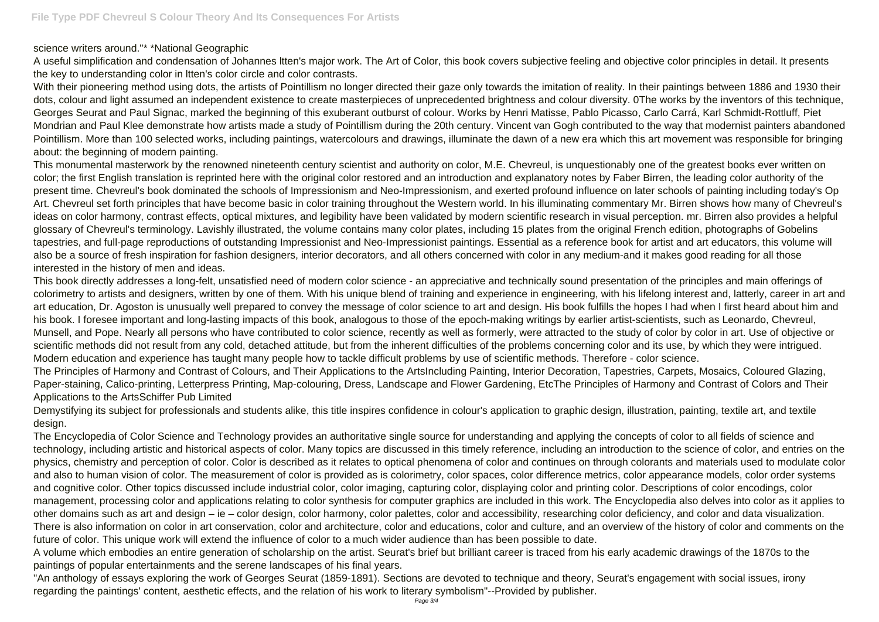science writers around."* *National Geographic

A useful simplification and condensation of Johannes ltten's major work. The Art of Color, this book covers subjective feeling and objective color principles in detail. It presents the key to understanding color in ltten's color circle and color contrasts.

With their pioneering method using dots, the artists of Pointillism no longer directed their gaze only towards the imitation of reality. In their paintings between 1886 and 1930 their dots, colour and light assumed an independent existence to create masterpieces of unprecedented brightness and colour diversity. 0The works by the inventors of this technique, Georges Seurat and Paul Signac, marked the beginning of this exuberant outburst of colour. Works by Henri Matisse, Pablo Picasso, Carlo Carrá, Karl Schmidt-Rottluff, Piet Mondrian and Paul Klee demonstrate how artists made a study of Pointillism during the 20th century. Vincent van Gogh contributed to the way that modernist painters abandoned Pointillism. More than 100 selected works, including paintings, watercolours and drawings, illuminate the dawn of a new era which this art movement was responsible for bringing about: the beginning of modern painting.

This monumental masterwork by the renowned nineteenth century scientist and authority on color, M.E. Chevreul, is unquestionably one of the greatest books ever written on color; the first English translation is reprinted here with the original color restored and an introduction and explanatory notes by Faber Birren, the leading color authority of the present time. Chevreul's book dominated the schools of Impressionism and Neo-Impressionism, and exerted profound influence on later schools of painting including today's Op Art. Chevreul set forth principles that have become basic in color training throughout the Western world. In his illuminating commentary Mr. Birren shows how many of Chevreul's ideas on color harmony, contrast effects, optical mixtures, and legibility have been validated by modern scientific research in visual perception. mr. Birren also provides a helpful glossary of Chevreul's terminology. Lavishly illustrated, the volume contains many color plates, including 15 plates from the original French edition, photographs of Gobelins tapestries, and full-page reproductions of outstanding Impressionist and Neo-Impressionist paintings. Essential as a reference book for artist and art educators, this volume will also be a source of fresh inspiration for fashion designers, interior decorators, and all others concerned with color in any medium-and it makes good reading for all those interested in the history of men and ideas.

This book directly addresses a long-felt, unsatisfied need of modern color science - an appreciative and technically sound presentation of the principles and main offerings of colorimetry to artists and designers, written by one of them. With his unique blend of training and experience in engineering, with his lifelong interest and, latterly, career in art and art education, Dr. Agoston is unusually well prepared to convey the message of color science to art and design. His book fulfills the hopes I had when I first heard about him and his book. I foresee important and long-lasting impacts of this book, analogous to those of the epoch-making writings by earlier artist-scientists, such as Leonardo, Chevreul, Munsell, and Pope. Nearly all persons who have contributed to color science, recently as well as formerly, were attracted to the study of color by color in art. Use of objective or scientific methods did not result from any cold, detached attitude, but from the inherent difficulties of the problems concerning color and its use, by which they were intrigued. Modern education and experience has taught many people how to tackle difficult problems by use of scientific methods. Therefore - color science.

The Principles of Harmony and Contrast of Colours, and Their Applications to the ArtsIncluding Painting, Interior Decoration, Tapestries, Carpets, Mosaics, Coloured Glazing, Paper-staining, Calico-printing, Letterpress Printing, Map-colouring, Dress, Landscape and Flower Gardening, EtcThe Principles of Harmony and Contrast of Colors and Their Applications to the ArtsSchiffer Pub Limited

Demystifying its subject for professionals and students alike, this title inspires confidence in colour's application to graphic design, illustration, painting, textile art, and textile design.

The Encyclopedia of Color Science and Technology provides an authoritative single source for understanding and applying the concepts of color to all fields of science and technology, including artistic and historical aspects of color. Many topics are discussed in this timely reference, including an introduction to the science of color, and entries on the physics, chemistry and perception of color. Color is described as it relates to optical phenomena of color and continues on through colorants and materials used to modulate color and also to human vision of color. The measurement of color is provided as is colorimetry, color spaces, color difference metrics, color appearance models, color order systems and cognitive color. Other topics discussed include industrial color, color imaging, capturing color, displaying color and printing color. Descriptions of color encodings, color management, processing color and applications relating to color synthesis for computer graphics are included in this work. The Encyclopedia also delves into color as it applies to other domains such as art and design – ie – color design, color harmony, color palettes, color and accessibility, researching color deficiency, and color and data visualization. There is also information on color in art conservation, color and architecture, color and educations, color and culture, and an overview of the history of color and comments on the future of color. This unique work will extend the influence of color to a much wider audience than has been possible to date.

A volume which embodies an entire generation of scholarship on the artist. Seurat's brief but brilliant career is traced from his early academic drawings of the 1870s to the paintings of popular entertainments and the serene landscapes of his final years.

"An anthology of essays exploring the work of Georges Seurat (1859-1891). Sections are devoted to technique and theory, Seurat's engagement with social issues, irony regarding the paintings' content, aesthetic effects, and the relation of his work to literary symbolism"--Provided by publisher.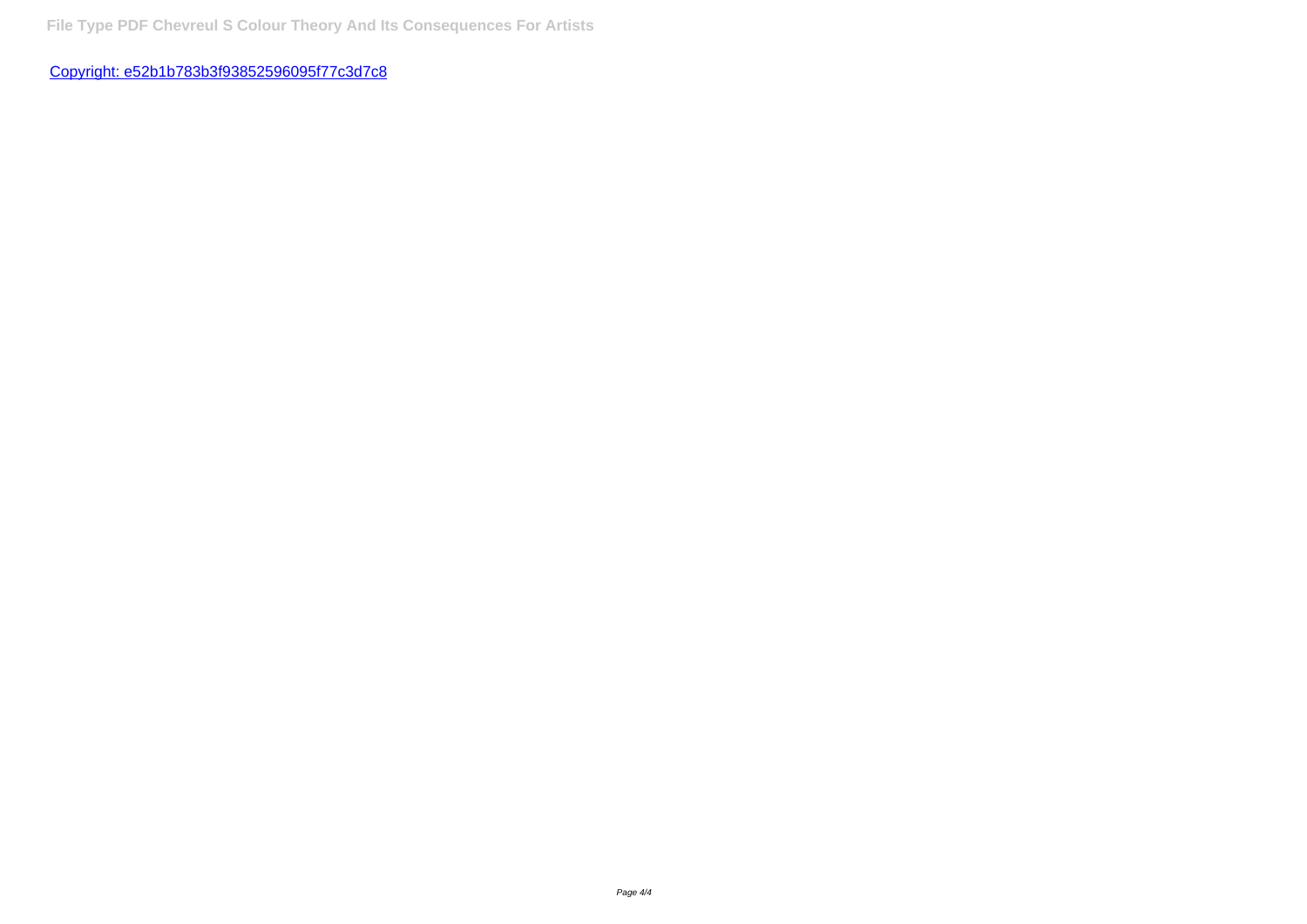[Copyright: e52b1b783b3f93852596095f77c3d7c8]